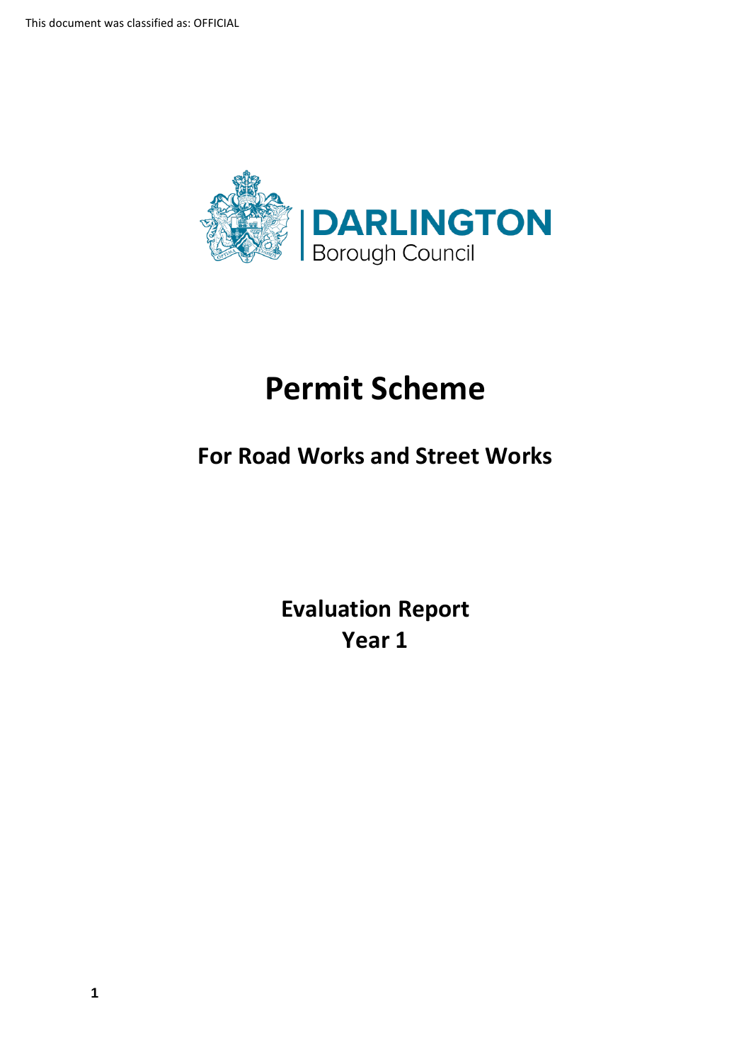DARLINGTON
Borough Council

# Permit Scheme

## For Road Works and Street Works

**Evaluation Report**
**Year 1**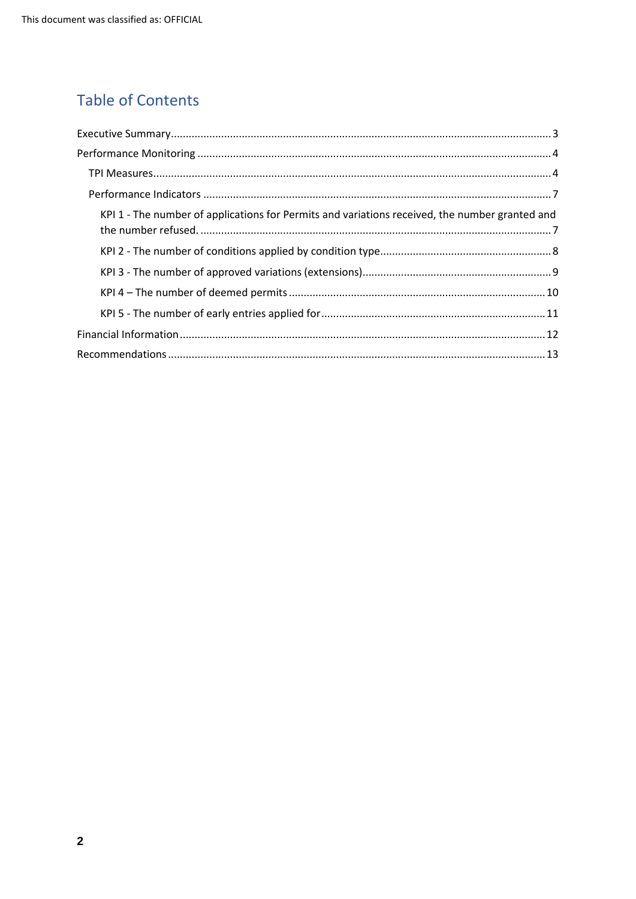## Table of Contents

- Executive Summary ... 3
- Performance Monitoring ... 4
  - TPI Measures ... 4
  - Performance Indicators ... 7
    - KPI 1 - The number of applications for Permits and variations received, the number granted and the number refused. ... 7
    - KPI 2 - The number of conditions applied by condition type ... 8
    - KPI 3 - The number of approved variations (extensions) ... 9
    - KPI 4 – The number of deemed permits ... 10
    - KPI 5 - The number of early entries applied for ... 11
- Financial Information ... 12
- Recommendations ... 13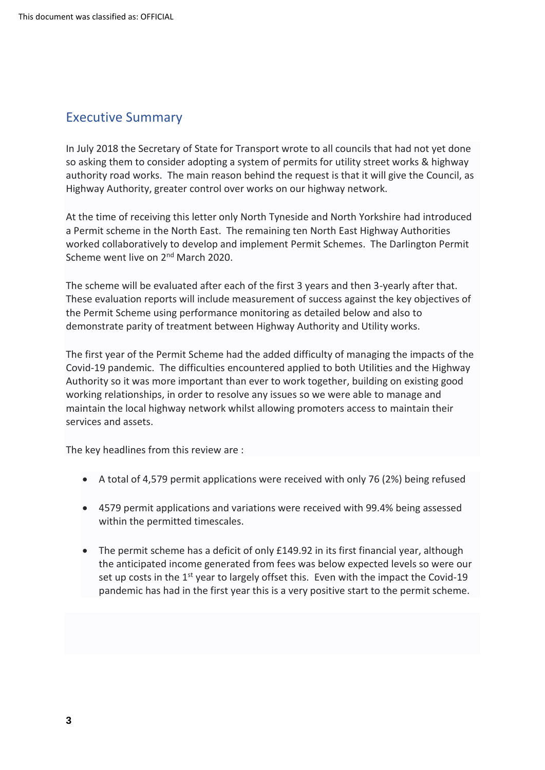## Executive Summary

In July 2018 the Secretary of State for Transport wrote to all councils that had not yet done so asking them to consider adopting a system of permits for utility street works & highway authority road works. The main reason behind the request is that it will give the Council, as Highway Authority, greater control over works on our highway network.

At the time of receiving this letter only North Tyneside and North Yorkshire had introduced a Permit scheme in the North East. The remaining ten North East Highway Authorities worked collaboratively to develop and implement Permit Schemes. The Darlington Permit Scheme went live on 2nd March 2020.

The scheme will be evaluated after each of the first 3 years and then 3-yearly after that. These evaluation reports will include measurement of success against the key objectives of the Permit Scheme using performance monitoring as detailed below and also to demonstrate parity of treatment between Highway Authority and Utility works.

The first year of the Permit Scheme had the added difficulty of managing the impacts of the Covid-19 pandemic. The difficulties encountered applied to both Utilities and the Highway Authority so it was more important than ever to work together, building on existing good working relationships, in order to resolve any issues so we were able to manage and maintain the local highway network whilst allowing promoters access to maintain their services and assets.

The key headlines from this review are :

- A total of 4,579 permit applications were received with only 76 (2%) being refused
- 4579 permit applications and variations were received with 99.4% being assessed within the permitted timescales.
- The permit scheme has a deficit of only £149.92 in its first financial year, although the anticipated income generated from fees was below expected levels so were our set up costs in the 1st year to largely offset this. Even with the impact the Covid-19 pandemic has had in the first year this is a very positive start to the permit scheme.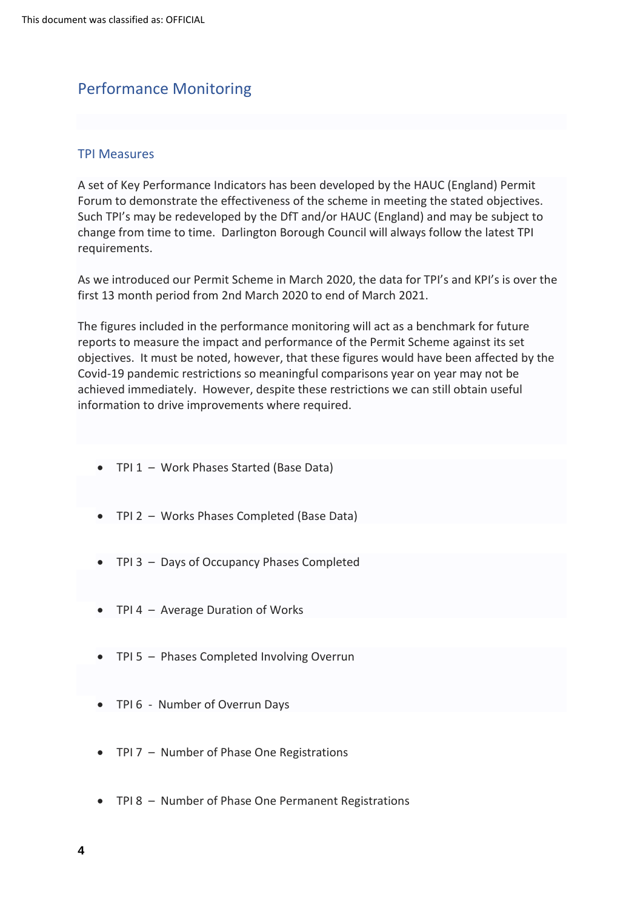## Performance Monitoring

### TPI Measures

A set of Key Performance Indicators has been developed by the HAUC (England) Permit Forum to demonstrate the effectiveness of the scheme in meeting the stated objectives. Such TPI's may be redeveloped by the DfT and/or HAUC (England) and may be subject to change from time to time. Darlington Borough Council will always follow the latest TPI requirements.

As we introduced our Permit Scheme in March 2020, the data for TPI's and KPI's is over the first 13 month period from 2nd March 2020 to end of March 2021.

The figures included in the performance monitoring will act as a benchmark for future reports to measure the impact and performance of the Permit Scheme against its set objectives. It must be noted, however, that these figures would have been affected by the Covid-19 pandemic restrictions so meaningful comparisons year on year may not be achieved immediately. However, despite these restrictions we can still obtain useful information to drive improvements where required.

- TPI 1 – Work Phases Started (Base Data)
- TPI 2 – Works Phases Completed (Base Data)
- TPI 3 – Days of Occupancy Phases Completed
- TPI 4 – Average Duration of Works
- TPI 5 – Phases Completed Involving Overrun
- TPI 6 - Number of Overrun Days
- TPI 7 – Number of Phase One Registrations
- TPI 8 – Number of Phase One Permanent Registrations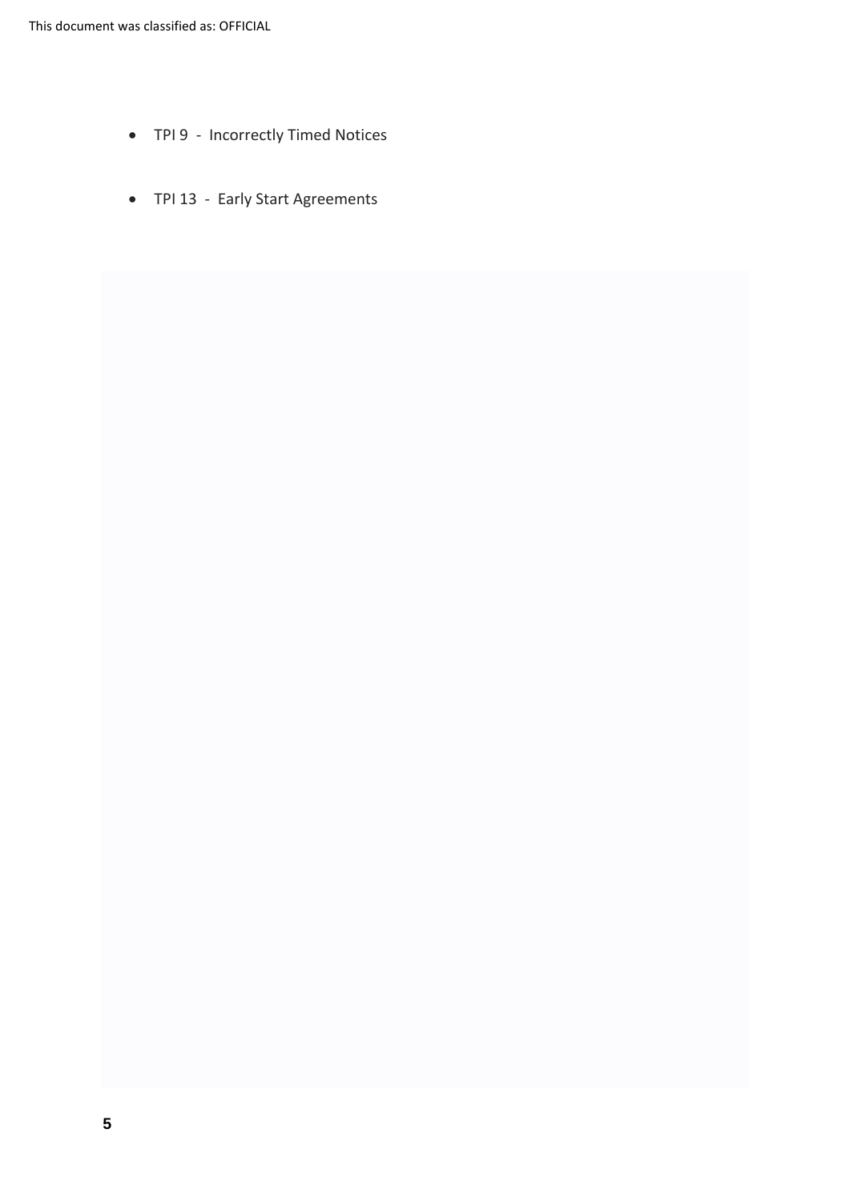- TPI 9 - Incorrectly Timed Notices

- TPI 13 - Early Start Agreements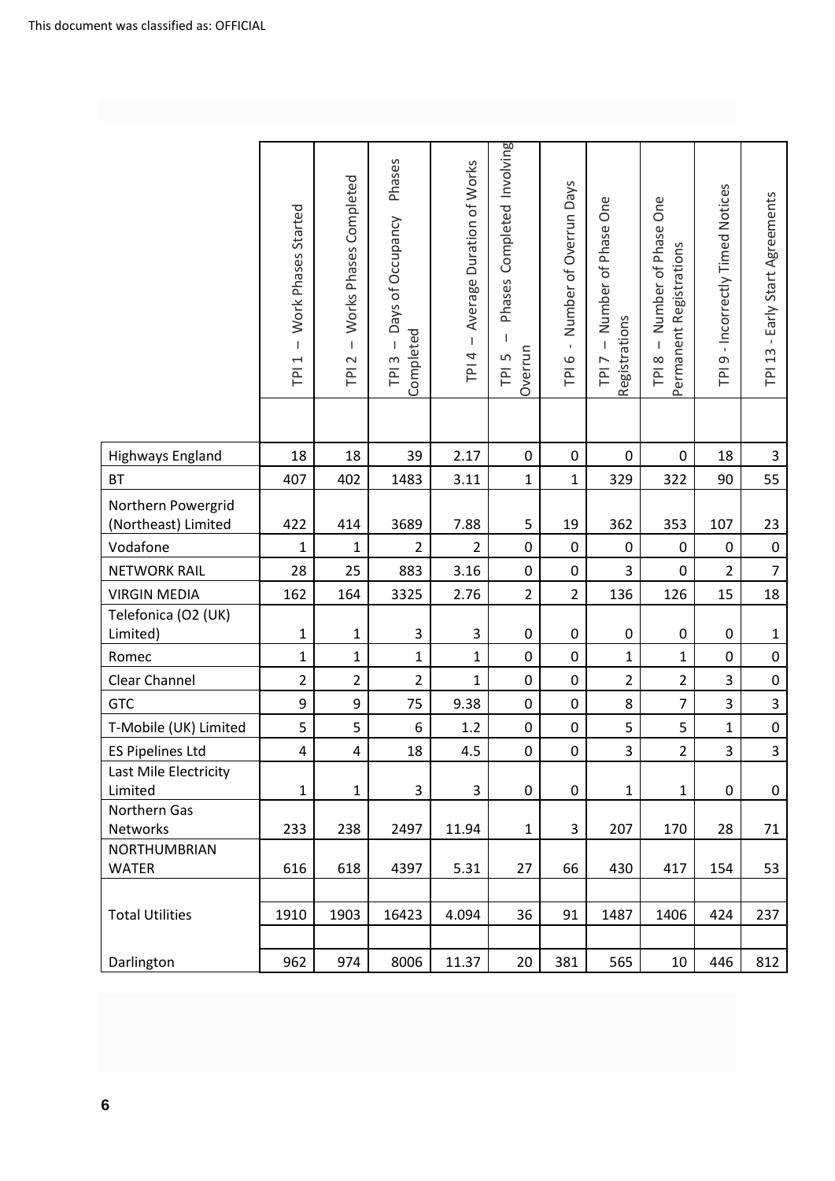This document was classified as: OFFICIAL

| | TPI 1 – Work Phases Started | TPI 2 – Works Phases Completed | TPI 3 – Days of Occupancy Phases Completed | TPI 4 – Average Duration of Works | TPI 5 – Phases Completed Involving Overrun | TPI 6 - Number of Overrun Days | TPI 7 – Number of Phase One Registrations | TPI 8 – Number of Phase One Permanent Registrations | TPI 9 - Incorrectly Timed Notices | TPI 13 - Early Start Agreements |
|---|---|---|---|---|---|---|---|---|---|---|
| Highways England | 18 | 18 | 39 | 2.17 | 0 | 0 | 0 | 0 | 18 | 3 |
| BT | 407 | 402 | 1483 | 3.11 | 1 | 1 | 329 | 322 | 90 | 55 |
| Northern Powergrid (Northeast) Limited | 422 | 414 | 3689 | 7.88 | 5 | 19 | 362 | 353 | 107 | 23 |
| Vodafone | 1 | 1 | 2 | 2 | 0 | 0 | 0 | 0 | 0 | 0 |
| NETWORK RAIL | 28 | 25 | 883 | 3.16 | 0 | 0 | 3 | 0 | 2 | 7 |
| VIRGIN MEDIA | 162 | 164 | 3325 | 2.76 | 2 | 2 | 136 | 126 | 15 | 18 |
| Telefonica (O2 (UK) Limited) | 1 | 1 | 3 | 3 | 0 | 0 | 0 | 0 | 0 | 1 |
| Romec | 1 | 1 | 1 | 1 | 0 | 0 | 1 | 1 | 0 | 0 |
| Clear Channel | 2 | 2 | 2 | 1 | 0 | 0 | 2 | 2 | 3 | 0 |
| GTC | 9 | 9 | 75 | 9.38 | 0 | 0 | 8 | 7 | 3 | 3 |
| T-Mobile (UK) Limited | 5 | 5 | 6 | 1.2 | 0 | 0 | 5 | 5 | 1 | 0 |
| ES Pipelines Ltd | 4 | 4 | 18 | 4.5 | 0 | 0 | 3 | 2 | 3 | 3 |
| Last Mile Electricity Limited | 1 | 1 | 3 | 3 | 0 | 0 | 1 | 1 | 0 | 0 |
| Northern Gas Networks | 233 | 238 | 2497 | 11.94 | 1 | 3 | 207 | 170 | 28 | 71 |
| NORTHUMBRIAN WATER | 616 | 618 | 4397 | 5.31 | 27 | 66 | 430 | 417 | 154 | 53 |
| Total Utilities | 1910 | 1903 | 16423 | 4.094 | 36 | 91 | 1487 | 1406 | 424 | 237 |
| Darlington | 962 | 974 | 8006 | 11.37 | 20 | 381 | 565 | 10 | 446 | 812 |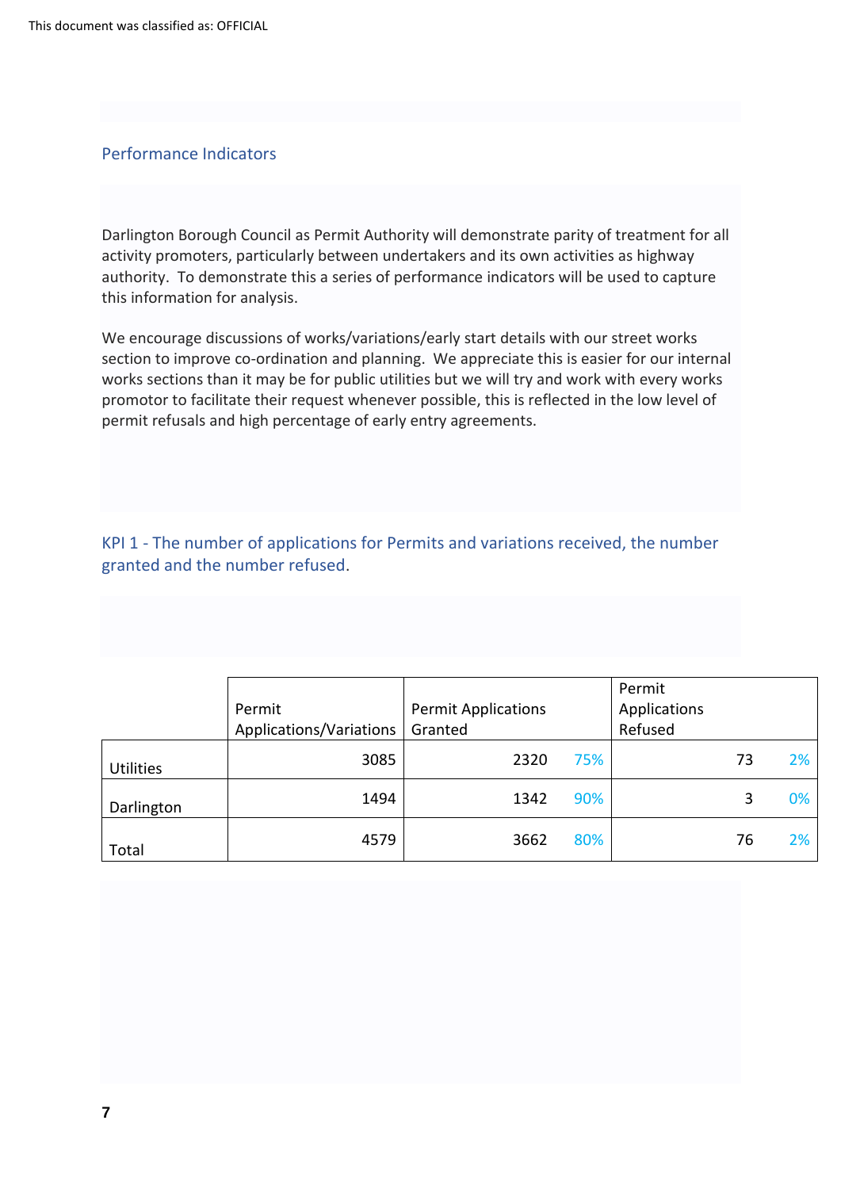## Performance Indicators

Darlington Borough Council as Permit Authority will demonstrate parity of treatment for all activity promoters, particularly between undertakers and its own activities as highway authority. To demonstrate this a series of performance indicators will be used to capture this information for analysis.

We encourage discussions of works/variations/early start details with our street works section to improve co-ordination and planning. We appreciate this is easier for our internal works sections than it may be for public utilities but we will try and work with every works promotor to facilitate their request whenever possible, this is reflected in the low level of permit refusals and high percentage of early entry agreements.

### KPI 1 - The number of applications for Permits and variations received, the number granted and the number refused.

| | Permit Applications/Variations | Permit Applications Granted | | Permit Applications Refused | |
|---|---|---|---|---|---|
| Utilities | 3085 | 2320 | 75% | 73 | 2% |
| Darlington | 1494 | 1342 | 90% | 3 | 0% |
| Total | 4579 | 3662 | 80% | 76 | 2% |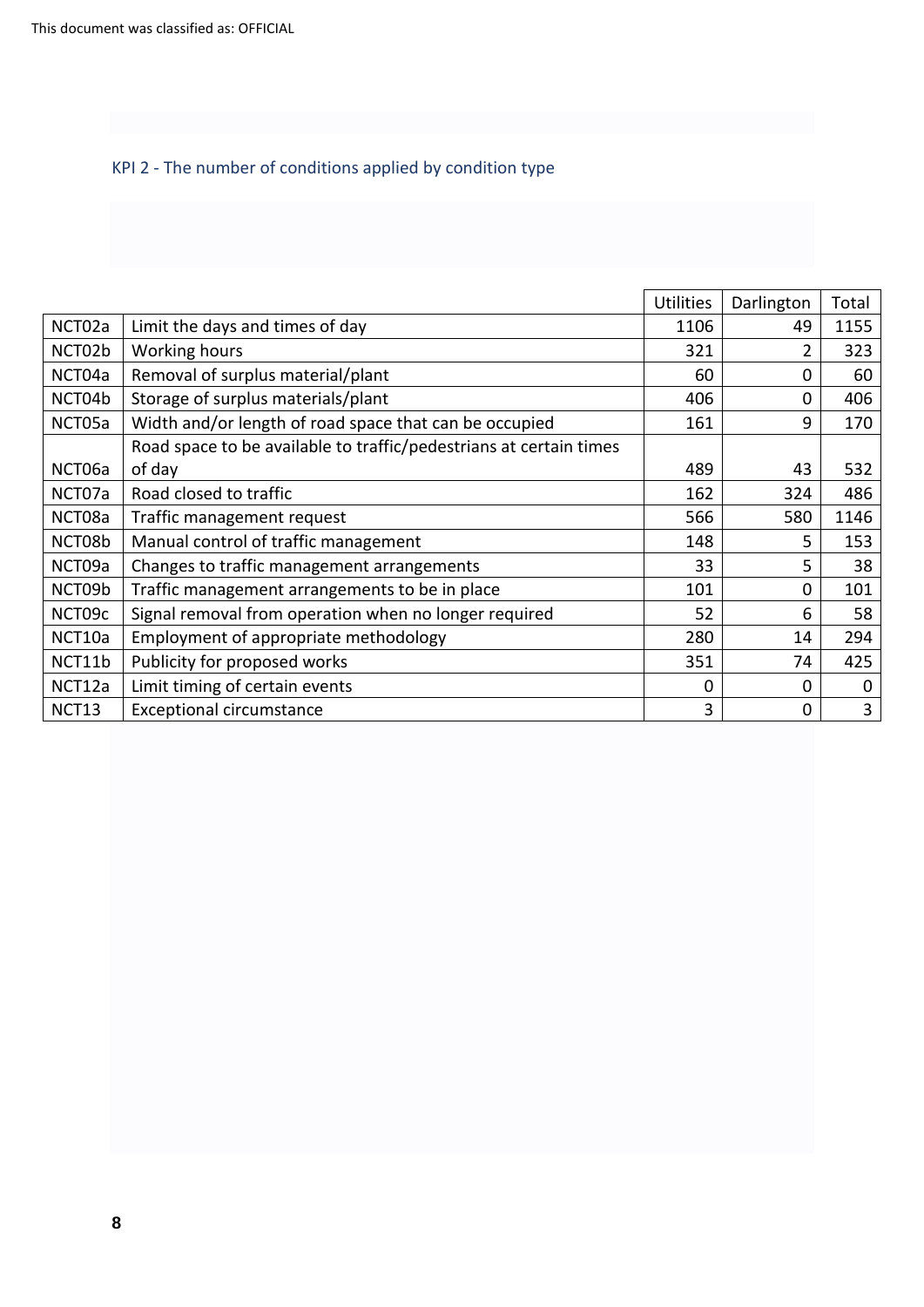## KPI 2 - The number of conditions applied by condition type

| | | Utilities | Darlington | Total |
|---|---|---|---|---|
| NCT02a | Limit the days and times of day | 1106 | 49 | 1155 |
| NCT02b | Working hours | 321 | 2 | 323 |
| NCT04a | Removal of surplus material/plant | 60 | 0 | 60 |
| NCT04b | Storage of surplus materials/plant | 406 | 0 | 406 |
| NCT05a | Width and/or length of road space that can be occupied | 161 | 9 | 170 |
| NCT06a | Road space to be available to traffic/pedestrians at certain times of day | 489 | 43 | 532 |
| NCT07a | Road closed to traffic | 162 | 324 | 486 |
| NCT08a | Traffic management request | 566 | 580 | 1146 |
| NCT08b | Manual control of traffic management | 148 | 5 | 153 |
| NCT09a | Changes to traffic management arrangements | 33 | 5 | 38 |
| NCT09b | Traffic management arrangements to be in place | 101 | 0 | 101 |
| NCT09c | Signal removal from operation when no longer required | 52 | 6 | 58 |
| NCT10a | Employment of appropriate methodology | 280 | 14 | 294 |
| NCT11b | Publicity for proposed works | 351 | 74 | 425 |
| NCT12a | Limit timing of certain events | 0 | 0 | 0 |
| NCT13 | Exceptional circumstance | 3 | 0 | 3 |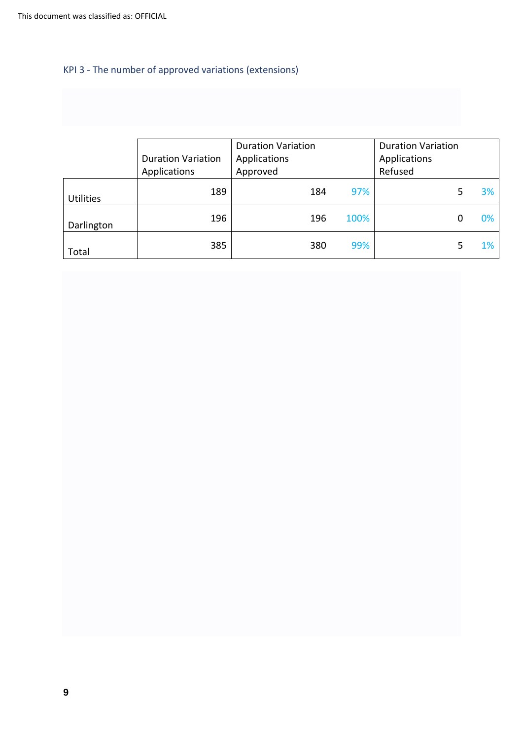## KPI 3 - The number of approved variations (extensions)

| | Duration Variation Applications | Duration Variation Applications Approved | | Duration Variation Applications Refused | |
|---|---|---|---|---|---|
| Utilities | 189 | 184 | 97% | 5 | 3% |
| Darlington | 196 | 196 | 100% | 0 | 0% |
| Total | 385 | 380 | 99% | 5 | 1% |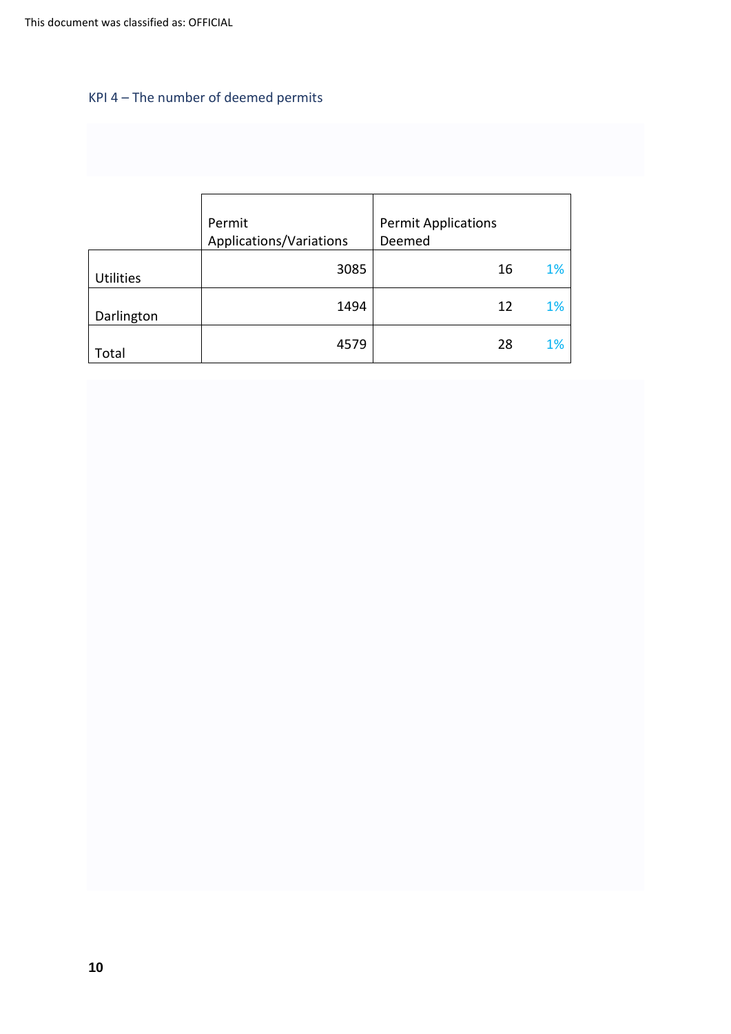### KPI 4 – The number of deemed permits

| | Permit Applications/Variations | Permit Applications Deemed | |
|---|---|---|---|
| Utilities | 3085 | 16 | 1% |
| Darlington | 1494 | 12 | 1% |
| Total | 4579 | 28 | 1% |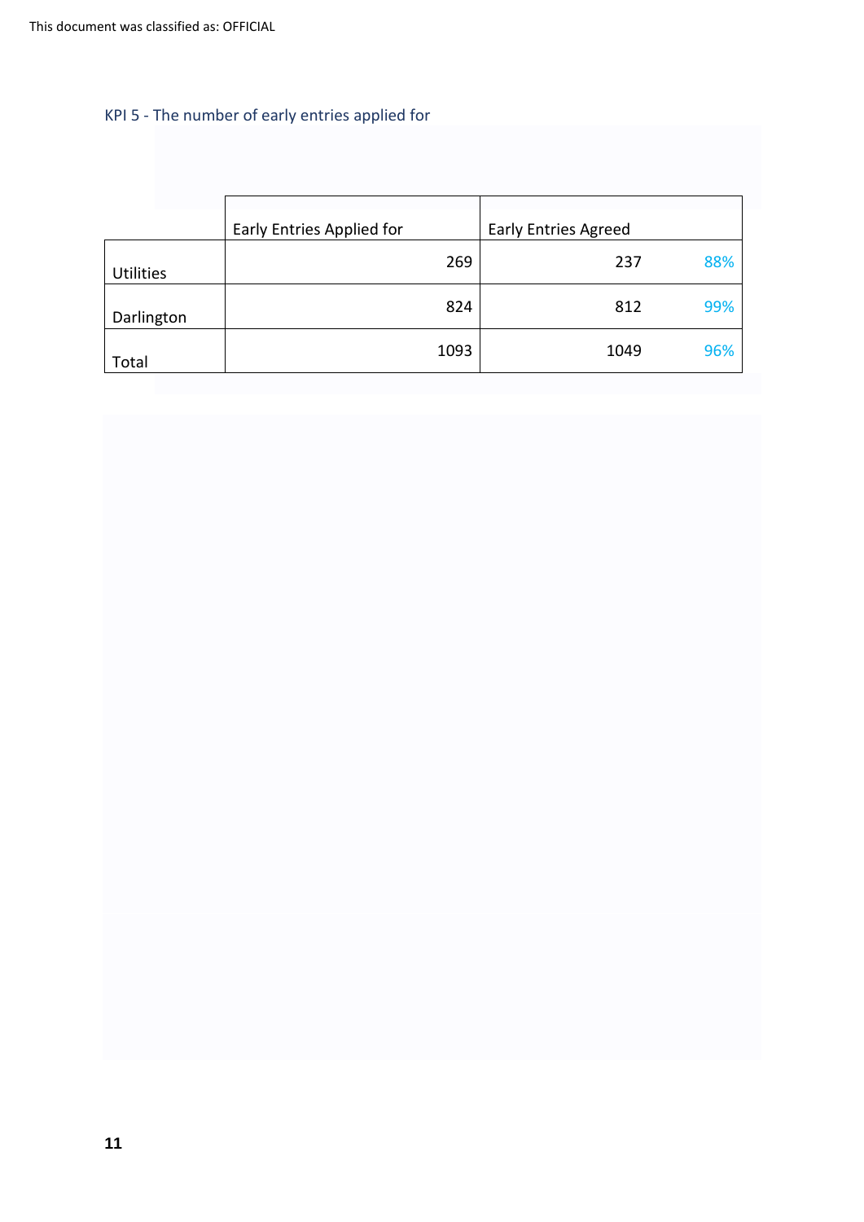### KPI 5 - The number of early entries applied for

| | Early Entries Applied for | Early Entries Agreed | |
|---|---|---|---|
| Utilities | 269 | 237 | 88% |
| Darlington | 824 | 812 | 99% |
| Total | 1093 | 1049 | 96% |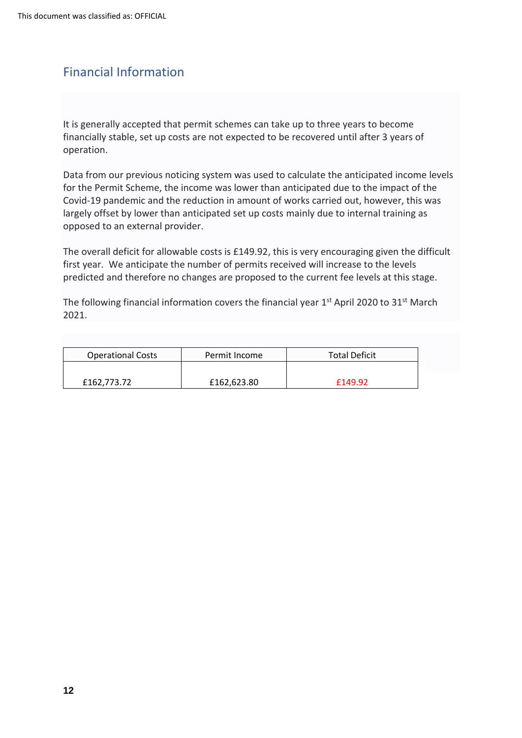## Financial Information

It is generally accepted that permit schemes can take up to three years to become financially stable, set up costs are not expected to be recovered until after 3 years of operation.

Data from our previous noticing system was used to calculate the anticipated income levels for the Permit Scheme, the income was lower than anticipated due to the impact of the Covid-19 pandemic and the reduction in amount of works carried out, however, this was largely offset by lower than anticipated set up costs mainly due to internal training as opposed to an external provider.

The overall deficit for allowable costs is £149.92, this is very encouraging given the difficult first year. We anticipate the number of permits received will increase to the levels predicted and therefore no changes are proposed to the current fee levels at this stage.

The following financial information covers the financial year 1st April 2020 to 31st March 2021.

| Operational Costs | Permit Income | Total Deficit |
|---|---|---|
| £162,773.72 | £162,623.80 | £149.92 |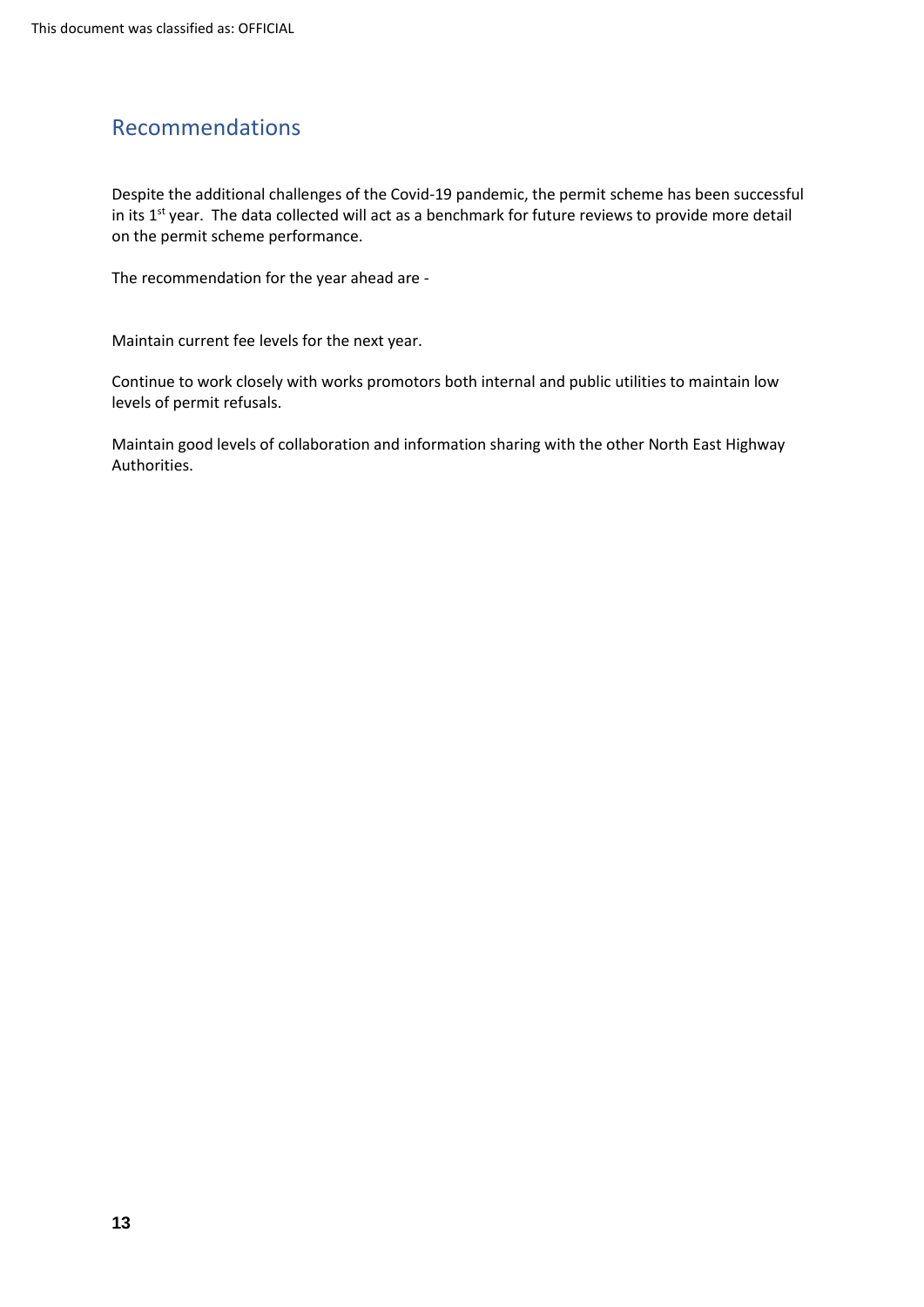## Recommendations

Despite the additional challenges of the Covid-19 pandemic, the permit scheme has been successful in its 1st year. The data collected will act as a benchmark for future reviews to provide more detail on the permit scheme performance.

The recommendation for the year ahead are -

Maintain current fee levels for the next year.

Continue to work closely with works promotors both internal and public utilities to maintain low levels of permit refusals.

Maintain good levels of collaboration and information sharing with the other North East Highway Authorities.